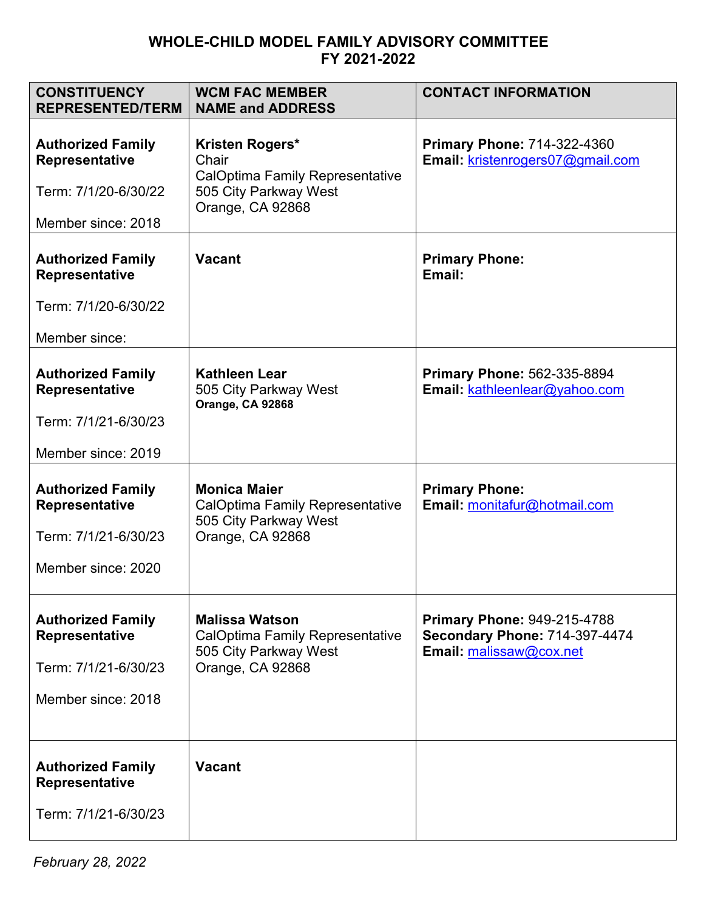# WHOLE-CHILD MODEL FAMILY ADVISORY COMMITTEE
## FY 2021-2022

| CONSTITUENCY REPRESENTED/TERM | WCM FAC MEMBER NAME and ADDRESS | CONTACT INFORMATION |
|---|---|---|
| **Authorized Family Representative**<br><br>Term: 7/1/20-6/30/22<br><br>Member since: 2018 | **Kristen Rogers***<br>Chair<br>CalOptima Family Representative<br>505 City Parkway West<br>Orange, CA 92868 | **Primary Phone:** 714-322-4360<br>**Email:** kristenrogers07@gmail.com |
| **Authorized Family Representative**<br><br>Term: 7/1/20-6/30/22<br><br>Member since: | **Vacant** | **Primary Phone:**<br>**Email:** |
| **Authorized Family Representative**<br><br>Term: 7/1/21-6/30/23<br><br>Member since: 2019 | **Kathleen Lear**<br>505 City Parkway West<br>**Orange, CA 92868** | **Primary Phone:** 562-335-8894<br>**Email:** kathleenlear@yahoo.com |
| **Authorized Family Representative**<br><br>Term: 7/1/21-6/30/23<br><br>Member since: 2020 | **Monica Maier**<br>CalOptima Family Representative<br>505 City Parkway West<br>Orange, CA 92868 | **Primary Phone:**<br>**Email:** monitafur@hotmail.com |
| **Authorized Family Representative**<br><br>Term: 7/1/21-6/30/23<br><br>Member since: 2018 | **Malissa Watson**<br>CalOptima Family Representative<br>505 City Parkway West<br>Orange, CA 92868 | **Primary Phone:** 949-215-4788<br>**Secondary Phone:** 714-397-4474<br>**Email:** malissaw@cox.net |
| **Authorized Family Representative**<br><br>Term: 7/1/21-6/30/23 | **Vacant** | |

*February 28, 2022*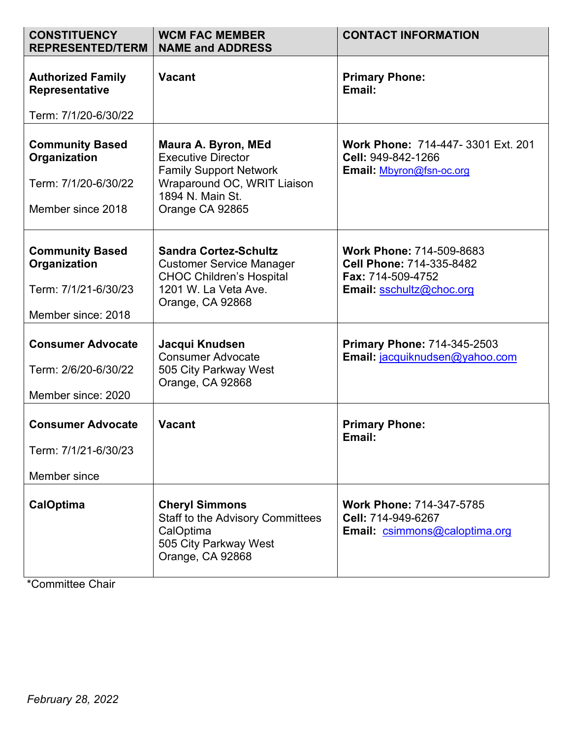| CONSTITUENCY REPRESENTED/TERM | WCM FAC MEMBER NAME and ADDRESS | CONTACT INFORMATION |
|---|---|---|
| **Authorized Family Representative**<br><br>Term: 7/1/20-6/30/22 | **Vacant** | **Primary Phone:**<br>**Email:** |
| **Community Based Organization**<br><br>Term: 7/1/20-6/30/22<br><br>Member since 2018 | **Maura A. Byron, MEd**<br>Executive Director<br>Family Support Network<br>Wraparound OC, WRIT Liaison<br>1894 N. Main St.<br>Orange CA 92865 | **Work Phone:** 714-447- 3301 Ext. 201<br>**Cell:** 949-842-1266<br>**Email:** Mbyron@fsn-oc.org |
| **Community Based Organization**<br><br>Term: 7/1/21-6/30/23<br><br>Member since: 2018 | **Sandra Cortez-Schultz**<br>Customer Service Manager<br>CHOC Children's Hospital<br>1201 W. La Veta Ave.<br>Orange, CA 92868 | **Work Phone:** 714-509-8683<br>**Cell Phone:** 714-335-8482<br>**Fax:** 714-509-4752<br>**Email:** sschultz@choc.org |
| **Consumer Advocate**<br><br>Term: 2/6/20-6/30/22<br><br>Member since: 2020 | **Jacqui Knudsen**<br>Consumer Advocate<br>505 City Parkway West<br>Orange, CA 92868 | **Primary Phone:** 714-345-2503<br>**Email:** jacquiknudsen@yahoo.com |
| **Consumer Advocate**<br><br>Term: 7/1/21-6/30/23<br><br>Member since | **Vacant** | **Primary Phone:**<br>**Email:** |
| **CalOptima** | **Cheryl Simmons**<br>Staff to the Advisory Committees<br>CalOptima<br>505 City Parkway West<br>Orange, CA 92868 | **Work Phone:** 714-347-5785<br>**Cell:** 714-949-6267<br>**Email:** csimmons@caloptima.org |

*Committee Chair

*February 28, 2022*